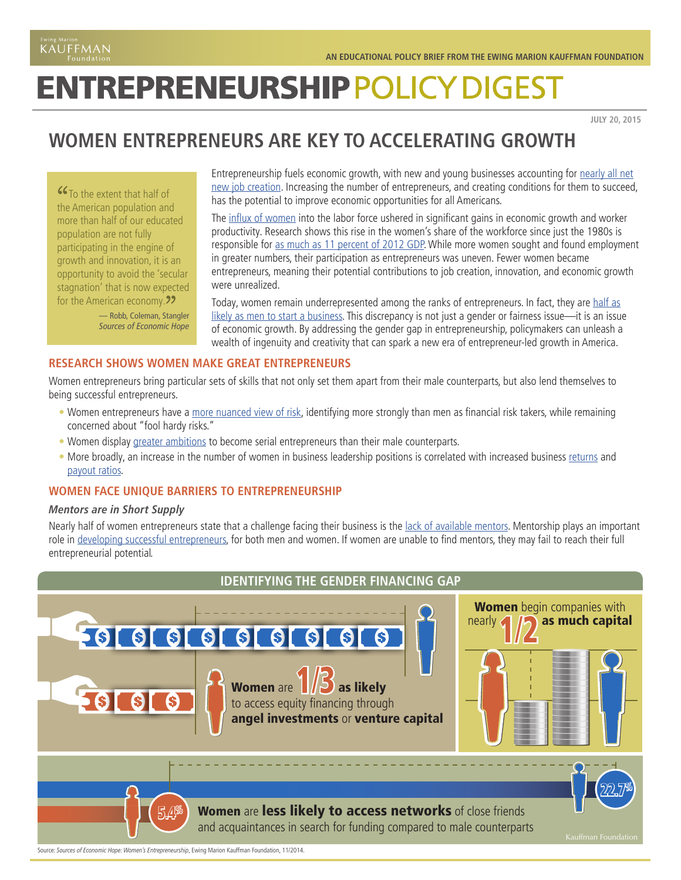# ENTREPRENEURSHIP POLICY DIGEST

AN EDUCATIONAL POLICY BRIEF FROM THE EWING MARION KAUFFMAN FOUNDATION

JULY 20, 2015

## WOMEN ENTREPRENEURS ARE KEY TO ACCELERATING GROWTH

> "To the extent that half of the American population and more than half of our educated population are not fully participating in the engine of growth and innovation, it is an opportunity to avoid the 'secular stagnation' that is now expected for the American economy."
>
> — Robb, Coleman, Stangler *Sources of Economic Hope*

Entrepreneurship fuels economic growth, with new and young businesses accounting for nearly all net new job creation. Increasing the number of entrepreneurs, and creating conditions for them to succeed, has the potential to improve economic opportunities for all Americans.

The influx of women into the labor force ushered in significant gains in economic growth and worker productivity. Research shows this rise in the women's share of the workforce since just the 1980s is responsible for as much as 11 percent of 2012 GDP. While more women sought and found employment in greater numbers, their participation as entrepreneurs was uneven. Fewer women became entrepreneurs, meaning their potential contributions to job creation, innovation, and economic growth were unrealized.

Today, women remain underrepresented among the ranks of entrepreneurs. In fact, they are half as likely as men to start a business. This discrepancy is not just a gender or fairness issue—it is an issue of economic growth. By addressing the gender gap in entrepreneurship, policymakers can unleash a wealth of ingenuity and creativity that can spark a new era of entrepreneur-led growth in America.

### RESEARCH SHOWS WOMEN MAKE GREAT ENTREPRENEURS

Women entrepreneurs bring particular sets of skills that not only set them apart from their male counterparts, but also lend themselves to being successful entrepreneurs.

- Women entrepreneurs have a more nuanced view of risk, identifying more strongly than men as financial risk takers, while remaining concerned about "fool hardy risks."
- Women display greater ambitions to become serial entrepreneurs than their male counterparts.
- More broadly, an increase in the number of women in business leadership positions is correlated with increased business returns and payout ratios.

### WOMEN FACE UNIQUE BARRIERS TO ENTREPRENEURSHIP

#### *Mentors are in Short Supply*

Nearly half of women entrepreneurs state that a challenge facing their business is the lack of available mentors. Mentorship plays an important role in developing successful entrepreneurs, for both men and women. If women are unable to find mentors, they may fail to reach their full entrepreneurial potential.

### IDENTIFYING THE GENDER FINANCING GAP

**Women** are **1/3 as likely** to access equity financing through **angel investments** or **venture capital**

**Women** begin companies with nearly **1/2 as much capital**

**Women** are **less likely to access networks** of close friends and acquaintances in search for funding compared to male counterparts (5.4% vs. 22.7%)

Source: *Sources of Economic Hope: Women's Entrepreneurship*, Ewing Marion Kauffman Foundation, 11/2014.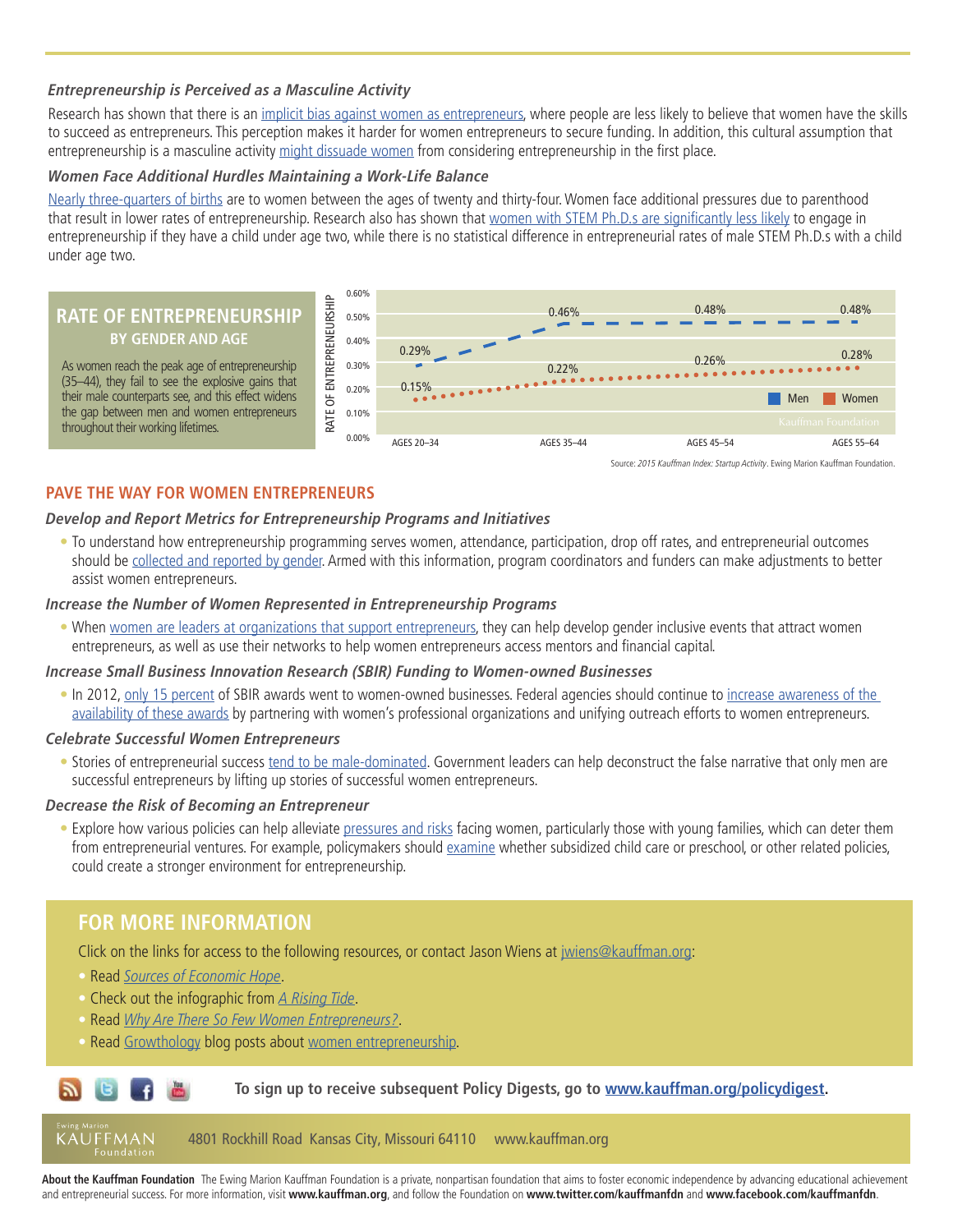### *Entrepreneurship is Perceived as a Masculine Activity*

Research has shown that there is an implicit bias against women as entrepreneurs, where people are less likely to believe that women have the skills to succeed as entrepreneurs. This perception makes it harder for women entrepreneurs to secure funding. In addition, this cultural assumption that entrepreneurship is a masculine activity might dissuade women from considering entrepreneurship in the first place.

### *Women Face Additional Hurdles Maintaining a Work-Life Balance*

Nearly three-quarters of births are to women between the ages of twenty and thirty-four. Women face additional pressures due to parenthood that result in lower rates of entrepreneurship. Research also has shown that women with STEM Ph.D.s are significantly less likely to engage in entrepreneurship if they have a child under age two, while there is no statistical difference in entrepreneurial rates of male STEM Ph.D.s with a child under age two.

## RATE OF ENTREPRENEURSHIP
### BY GENDER AND AGE

As women reach the peak age of entrepreneurship (35–44), they fail to see the explosive gains that their male counterparts see, and this effect widens the gap between men and women entrepreneurs throughout their working lifetimes.

RATE OF ENTREPRENEURSHIP

0.60%
0.50%
0.40%
0.30%
0.20%
0.10%
0.00%

AGES 20–34
AGES 35–44
AGES 45–54
AGES 55–64

0.29%
0.46%
0.48%
0.48%
0.15%
0.22%
0.26%
0.28%

Men
Women

Kauffman Foundation

Source: *2015 Kauffman Index: Startup Activity*. Ewing Marion Kauffman Foundation.

## PAVE THE WAY FOR WOMEN ENTREPRENEURS

### *Develop and Report Metrics for Entrepreneurship Programs and Initiatives*

- To understand how entrepreneurship programming serves women, attendance, participation, drop off rates, and entrepreneurial outcomes should be collected and reported by gender. Armed with this information, program coordinators and funders can make adjustments to better assist women entrepreneurs.

### *Increase the Number of Women Represented in Entrepreneurship Programs*

- When women are leaders at organizations that support entrepreneurs, they can help develop gender inclusive events that attract women entrepreneurs, as well as use their networks to help women entrepreneurs access mentors and financial capital.

### *Increase Small Business Innovation Research (SBIR) Funding to Women-owned Businesses*

- In 2012, only 15 percent of SBIR awards went to women-owned businesses. Federal agencies should continue to increase awareness of the availability of these awards by partnering with women's professional organizations and unifying outreach efforts to women entrepreneurs.

### *Celebrate Successful Women Entrepreneurs*

- Stories of entrepreneurial success tend to be male-dominated. Government leaders can help deconstruct the false narrative that only men are successful entrepreneurs by lifting up stories of successful women entrepreneurs.

### *Decrease the Risk of Becoming an Entrepreneur*

- Explore how various policies can help alleviate pressures and risks facing women, particularly those with young families, which can deter them from entrepreneurial ventures. For example, policymakers should examine whether subsidized child care or preschool, or other related policies, could create a stronger environment for entrepreneurship.

## FOR MORE INFORMATION

Click on the links for access to the following resources, or contact Jason Wiens at jwiens@kauffman.org:

- Read *Sources of Economic Hope*.
- Check out the infographic from *A Rising Tide*.
- Read *Why Are There So Few Women Entrepreneurs?*.
- Read Growthology blog posts about women entrepreneurship.

**To sign up to receive subsequent Policy Digests, go to www.kauffman.org/policydigest.**

Ewing Marion KAUFFMAN Foundation 4801 Rockhill Road Kansas City, Missouri 64110 www.kauffman.org

**About the Kauffman Foundation** The Ewing Marion Kauffman Foundation is a private, nonpartisan foundation that aims to foster economic independence by advancing educational achievement and entrepreneurial success. For more information, visit **www.kauffman.org**, and follow the Foundation on **www.twitter.com/kauffmanfdn** and **www.facebook.com/kauffmanfdn**.